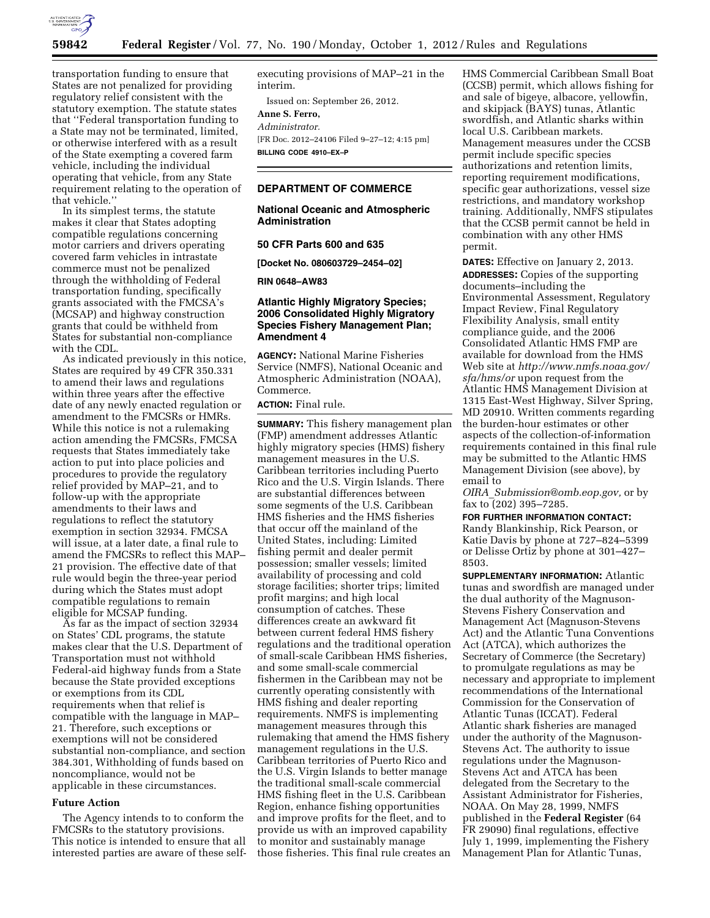transportation funding to ensure that States are not penalized for providing regulatory relief consistent with the statutory exemption. The statute states that ''Federal transportation funding to a State may not be terminated, limited, or otherwise interfered with as a result of the State exempting a covered farm vehicle, including the individual operating that vehicle, from any State requirement relating to the operation of that vehicle.''

In its simplest terms, the statute makes it clear that States adopting compatible regulations concerning motor carriers and drivers operating covered farm vehicles in intrastate commerce must not be penalized through the withholding of Federal transportation funding, specifically grants associated with the FMCSA's (MCSAP) and highway construction grants that could be withheld from States for substantial non-compliance with the CDL.

As indicated previously in this notice, States are required by 49 CFR 350.331 to amend their laws and regulations within three years after the effective date of any newly enacted regulation or amendment to the FMCSRs or HMRs. While this notice is not a rulemaking action amending the FMCSRs, FMCSA requests that States immediately take action to put into place policies and procedures to provide the regulatory relief provided by MAP–21, and to follow-up with the appropriate amendments to their laws and regulations to reflect the statutory exemption in section 32934. FMCSA will issue, at a later date, a final rule to amend the FMCSRs to reflect this MAP–21 provision. The effective date of that rule would begin the three-year period during which the States must adopt compatible regulations to remain eligible for MCSAP funding.

As far as the impact of section 32934 on States' CDL programs, the statute makes clear that the U.S. Department of Transportation must not withhold Federal-aid highway funds from a State because the State provided exceptions or exemptions from its CDL requirements when that relief is compatible with the language in MAP–21. Therefore, such exceptions or exemptions will not be considered substantial non-compliance, and section 384.301, Withholding of funds based on noncompliance, would not be applicable in these circumstances.

**Future Action**

The Agency intends to to conform the FMCSRs to the statutory provisions. This notice is intended to ensure that all interested parties are aware of these self-executing provisions of MAP–21 in the interim.

Issued on: September 26, 2012.

**Anne S. Ferro,**

*Administrator.*

[FR Doc. 2012–24106 Filed 9–27–12; 4:15 pm]

**BILLING CODE 4910–EX–P**

---

## DEPARTMENT OF COMMERCE

### National Oceanic and Atmospheric Administration

**50 CFR Parts 600 and 635**

**[Docket No. 080603729–2454–02]**

**RIN 0648–AW83**

### Atlantic Highly Migratory Species; 2006 Consolidated Highly Migratory Species Fishery Management Plan; Amendment 4

**AGENCY:** National Marine Fisheries Service (NMFS), National Oceanic and Atmospheric Administration (NOAA), Commerce.

**ACTION:** Final rule.

**SUMMARY:** This fishery management plan (FMP) amendment addresses Atlantic highly migratory species (HMS) fishery management measures in the U.S. Caribbean territories including Puerto Rico and the U.S. Virgin Islands. There are substantial differences between some segments of the U.S. Caribbean HMS fisheries and the HMS fisheries that occur off the mainland of the United States, including: Limited fishing permit and dealer permit possession; smaller vessels; limited availability of processing and cold storage facilities; shorter trips; limited profit margins; and high local consumption of catches. These differences create an awkward fit between current federal HMS fishery regulations and the traditional operation of small-scale Caribbean HMS fisheries, and some small-scale commercial fishermen in the Caribbean may not be currently operating consistently with HMS fishing and dealer reporting requirements. NMFS is implementing management measures through this rulemaking that amend the HMS fishery management regulations in the U.S. Caribbean territories of Puerto Rico and the U.S. Virgin Islands to better manage the traditional small-scale commercial HMS fishing fleet in the U.S. Caribbean Region, enhance fishing opportunities and improve profits for the fleet, and to provide us with an improved capability to monitor and sustainably manage those fisheries. This final rule creates an HMS Commercial Caribbean Small Boat (CCSB) permit, which allows fishing for and sale of bigeye, albacore, yellowfin, and skipjack (BAYS) tunas, Atlantic swordfish, and Atlantic sharks within local U.S. Caribbean markets. Management measures under the CCSB permit include specific species authorizations and retention limits, reporting requirement modifications, specific gear authorizations, vessel size restrictions, and mandatory workshop training. Additionally, NMFS stipulates that the CCSB permit cannot be held in combination with any other HMS permit.

**DATES:** Effective on January 2, 2013.

**ADDRESSES:** Copies of the supporting documents–including the Environmental Assessment, Regulatory Impact Review, Final Regulatory Flexibility Analysis, small entity compliance guide, and the 2006 Consolidated Atlantic HMS FMP are available for download from the HMS Web site at *http://www.nmfs.noaa.gov/sfa/hms/or* upon request from the Atlantic HMS Management Division at 1315 East-West Highway, Silver Spring, MD 20910. Written comments regarding the burden-hour estimates or other aspects of the collection-of-information requirements contained in this final rule may be submitted to the Atlantic HMS Management Division (see above), by email to *OIRA_Submission@omb.eop.gov,* or by fax to (202) 395–7285.

**FOR FURTHER INFORMATION CONTACT:** Randy Blankinship, Rick Pearson, or Katie Davis by phone at 727–824–5399 or Delisse Ortiz by phone at 301–427–8503.

**SUPPLEMENTARY INFORMATION:** Atlantic tunas and swordfish are managed under the dual authority of the Magnuson-Stevens Fishery Conservation and Management Act (Magnuson-Stevens Act) and the Atlantic Tuna Conventions Act (ATCA), which authorizes the Secretary of Commerce (the Secretary) to promulgate regulations as may be necessary and appropriate to implement recommendations of the International Commission for the Conservation of Atlantic Tunas (ICCAT). Federal Atlantic shark fisheries are managed under the authority of the Magnuson-Stevens Act. The authority to issue regulations under the Magnuson-Stevens Act and ATCA has been delegated from the Secretary to the Assistant Administrator for Fisheries, NOAA. On May 28, 1999, NMFS published in the **Federal Register** (64 FR 29090) final regulations, effective July 1, 1999, implementing the Fishery Management Plan for Atlantic Tunas,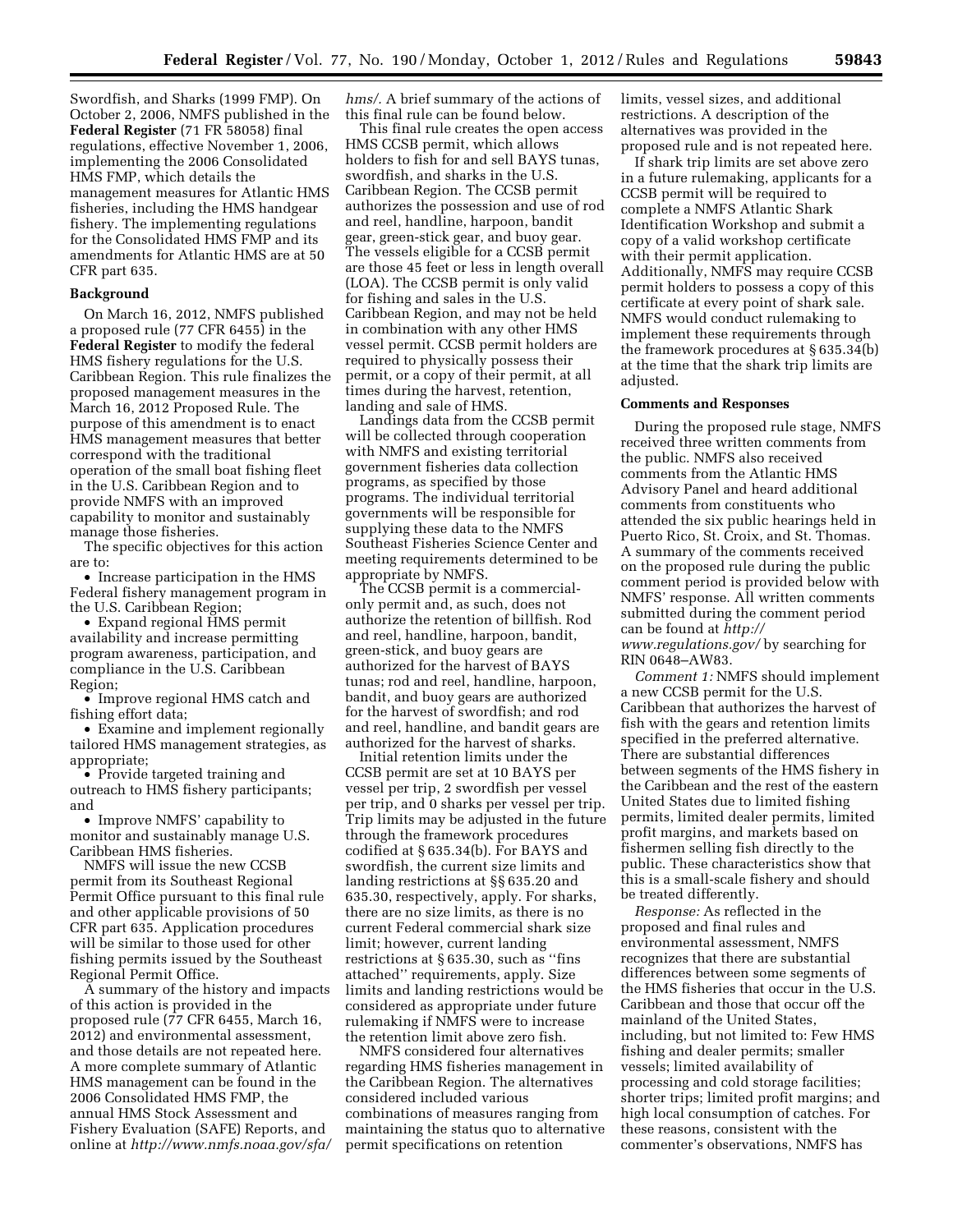Swordfish, and Sharks (1999 FMP). On October 2, 2006, NMFS published in the **Federal Register** (71 FR 58058) final regulations, effective November 1, 2006, implementing the 2006 Consolidated HMS FMP, which details the management measures for Atlantic HMS fisheries, including the HMS handgear fishery. The implementing regulations for the Consolidated HMS FMP and its amendments for Atlantic HMS are at 50 CFR part 635.

## Background

On March 16, 2012, NMFS published a proposed rule (77 CFR 6455) in the **Federal Register** to modify the federal HMS fishery regulations for the U.S. Caribbean Region. This rule finalizes the proposed management measures in the March 16, 2012 Proposed Rule. The purpose of this amendment is to enact HMS management measures that better correspond with the traditional operation of the small boat fishing fleet in the U.S. Caribbean Region and to provide NMFS with an improved capability to monitor and sustainably manage those fisheries.

The specific objectives for this action are to:

- Increase participation in the HMS Federal fishery management program in the U.S. Caribbean Region;
- Expand regional HMS permit availability and increase permitting program awareness, participation, and compliance in the U.S. Caribbean Region;
- Improve regional HMS catch and fishing effort data;
- Examine and implement regionally tailored HMS management strategies, as appropriate;
- Provide targeted training and outreach to HMS fishery participants; and
- Improve NMFS' capability to monitor and sustainably manage U.S. Caribbean HMS fisheries.

NMFS will issue the new CCSB permit from its Southeast Regional Permit Office pursuant to this final rule and other applicable provisions of 50 CFR part 635. Application procedures will be similar to those used for other fishing permits issued by the Southeast Regional Permit Office.

A summary of the history and impacts of this action is provided in the proposed rule (77 CFR 6455, March 16, 2012) and environmental assessment, and those details are not repeated here. A more complete summary of Atlantic HMS management can be found in the 2006 Consolidated HMS FMP, the annual HMS Stock Assessment and Fishery Evaluation (SAFE) Reports, and online at *http://www.nmfs.noaa.gov/sfa/hms/*. A brief summary of the actions of this final rule can be found below.

This final rule creates the open access HMS CCSB permit, which allows holders to fish for and sell BAYS tunas, swordfish, and sharks in the U.S. Caribbean Region. The CCSB permit authorizes the possession and use of rod and reel, handline, harpoon, bandit gear, green-stick gear, and buoy gear. The vessels eligible for a CCSB permit are those 45 feet or less in length overall (LOA). The CCSB permit is only valid for fishing and sales in the U.S. Caribbean Region, and may not be held in combination with any other HMS vessel permit. CCSB permit holders are required to physically possess their permit, or a copy of their permit, at all times during the harvest, retention, landing and sale of HMS.

Landings data from the CCSB permit will be collected through cooperation with NMFS and existing territorial government fisheries data collection programs, as specified by those programs. The individual territorial governments will be responsible for supplying these data to the NMFS Southeast Fisheries Science Center and meeting requirements determined to be appropriate by NMFS.

The CCSB permit is a commercial-only permit and, as such, does not authorize the retention of billfish. Rod and reel, handline, harpoon, bandit, green-stick, and buoy gears are authorized for the harvest of BAYS tunas; rod and reel, handline, harpoon, bandit, and buoy gears are authorized for the harvest of swordfish; and rod and reel, handline, and bandit gears are authorized for the harvest of sharks.

Initial retention limits under the CCSB permit are set at 10 BAYS per vessel per trip, 2 swordfish per vessel per trip, and 0 sharks per vessel per trip. Trip limits may be adjusted in the future through the framework procedures codified at § 635.34(b). For BAYS and swordfish, the current size limits and landing restrictions at §§ 635.20 and 635.30, respectively, apply. For sharks, there are no size limits, as there is no current Federal commercial shark size limit; however, current landing restrictions at § 635.30, such as ''fins attached'' requirements, apply. Size limits and landing restrictions would be considered as appropriate under future rulemaking if NMFS were to increase the retention limit above zero fish.

NMFS considered four alternatives regarding HMS fisheries management in the Caribbean Region. The alternatives considered included various combinations of measures ranging from maintaining the status quo to alternative permit specifications on retention limits, vessel sizes, and additional restrictions. A description of the alternatives was provided in the proposed rule and is not repeated here.

If shark trip limits are set above zero in a future rulemaking, applicants for a CCSB permit will be required to complete a NMFS Atlantic Shark Identification Workshop and submit a copy of a valid workshop certificate with their permit application. Additionally, NMFS may require CCSB permit holders to possess a copy of this certificate at every point of shark sale. NMFS would conduct rulemaking to implement these requirements through the framework procedures at § 635.34(b) at the time that the shark trip limits are adjusted.

## Comments and Responses

During the proposed rule stage, NMFS received three written comments from the public. NMFS also received comments from the Atlantic HMS Advisory Panel and heard additional comments from constituents who attended the six public hearings held in Puerto Rico, St. Croix, and St. Thomas. A summary of the comments received on the proposed rule during the public comment period is provided below with NMFS' response. All written comments submitted during the comment period can be found at *http://www.regulations.gov/* by searching for RIN 0648–AW83.

*Comment 1:* NMFS should implement a new CCSB permit for the U.S. Caribbean that authorizes the harvest of fish with the gears and retention limits specified in the preferred alternative. There are substantial differences between segments of the HMS fishery in the Caribbean and the rest of the eastern United States due to limited fishing permits, limited dealer permits, limited profit margins, and markets based on fishermen selling fish directly to the public. These characteristics show that this is a small-scale fishery and should be treated differently.

*Response:* As reflected in the proposed and final rules and environmental assessment, NMFS recognizes that there are substantial differences between some segments of the HMS fisheries that occur in the U.S. Caribbean and those that occur off the mainland of the United States, including, but not limited to: Few HMS fishing and dealer permits; smaller vessels; limited availability of processing and cold storage facilities; shorter trips; limited profit margins; and high local consumption of catches. For these reasons, consistent with the commenter's observations, NMFS has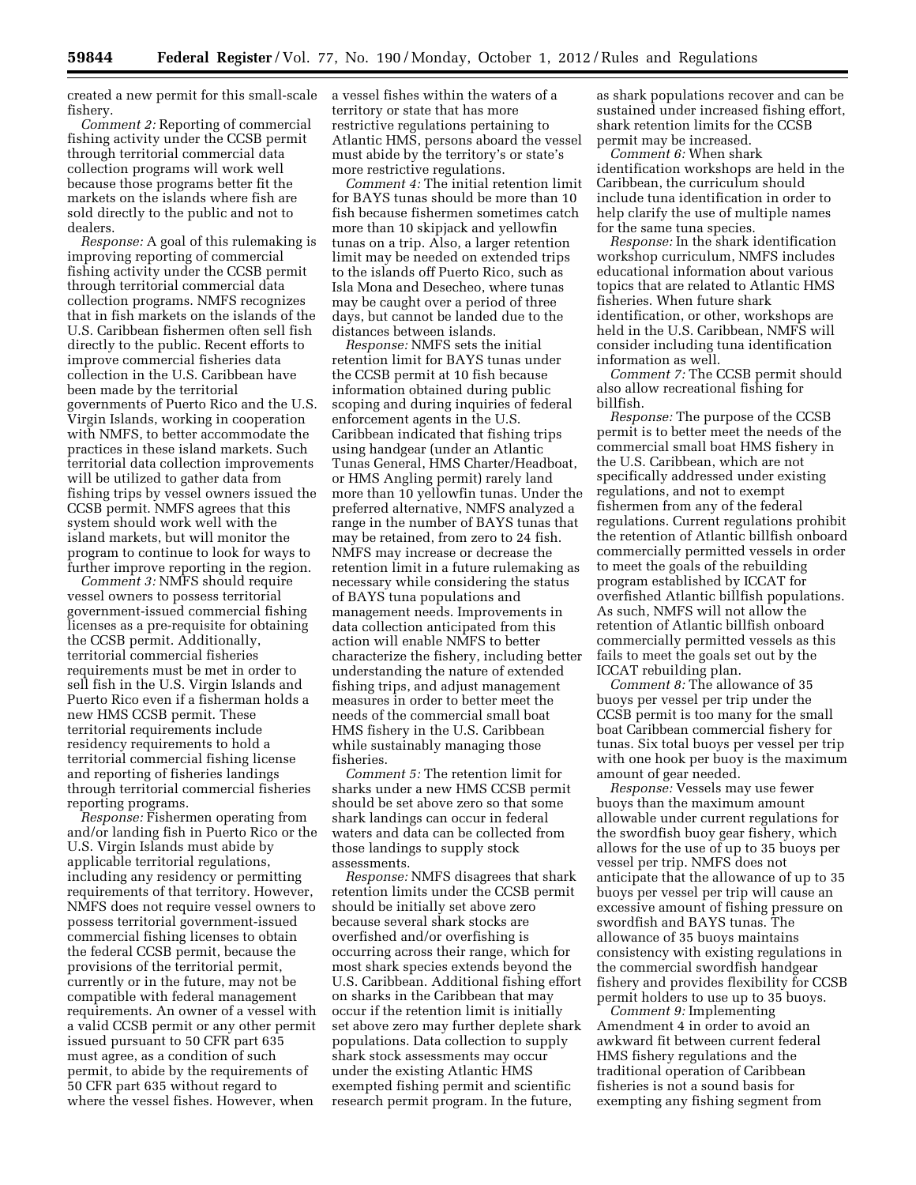created a new permit for this small-scale fishery.

*Comment 2:* Reporting of commercial fishing activity under the CCSB permit through territorial commercial data collection programs will work well because those programs better fit the markets on the islands where fish are sold directly to the public and not to dealers.

*Response:* A goal of this rulemaking is improving reporting of commercial fishing activity under the CCSB permit through territorial commercial data collection programs. NMFS recognizes that in fish markets on the islands of the U.S. Caribbean fishermen often sell fish directly to the public. Recent efforts to improve commercial fisheries data collection in the U.S. Caribbean have been made by the territorial governments of Puerto Rico and the U.S. Virgin Islands, working in cooperation with NMFS, to better accommodate the practices in these island markets. Such territorial data collection improvements will be utilized to gather data from fishing trips by vessel owners issued the CCSB permit. NMFS agrees that this system should work well with the island markets, but will monitor the program to continue to look for ways to further improve reporting in the region.

*Comment 3:* NMFS should require vessel owners to possess territorial government-issued commercial fishing licenses as a pre-requisite for obtaining the CCSB permit. Additionally, territorial commercial fisheries requirements must be met in order to sell fish in the U.S. Virgin Islands and Puerto Rico even if a fisherman holds a new HMS CCSB permit. These territorial requirements include residency requirements to hold a territorial commercial fishing license and reporting of fisheries landings through territorial commercial fisheries reporting programs.

*Response:* Fishermen operating from and/or landing fish in Puerto Rico or the U.S. Virgin Islands must abide by applicable territorial regulations, including any residency or permitting requirements of that territory. However, NMFS does not require vessel owners to possess territorial government-issued commercial fishing licenses to obtain the federal CCSB permit, because the provisions of the territorial permit, currently or in the future, may not be compatible with federal management requirements. An owner of a vessel with a valid CCSB permit or any other permit issued pursuant to 50 CFR part 635 must agree, as a condition of such permit, to abide by the requirements of 50 CFR part 635 without regard to where the vessel fishes. However, when a vessel fishes within the waters of a territory or state that has more restrictive regulations pertaining to Atlantic HMS, persons aboard the vessel must abide by the territory's or state's more restrictive regulations.

*Comment 4:* The initial retention limit for BAYS tunas should be more than 10 fish because fishermen sometimes catch more than 10 skipjack and yellowfin tunas on a trip. Also, a larger retention limit may be needed on extended trips to the islands off Puerto Rico, such as Isla Mona and Desecheo, where tunas may be caught over a period of three days, but cannot be landed due to the distances between islands.

*Response:* NMFS sets the initial retention limit for BAYS tunas under the CCSB permit at 10 fish because information obtained during public scoping and during inquiries of federal enforcement agents in the U.S. Caribbean indicated that fishing trips using handgear (under an Atlantic Tunas General, HMS Charter/Headboat, or HMS Angling permit) rarely land more than 10 yellowfin tunas. Under the preferred alternative, NMFS analyzed a range in the number of BAYS tunas that may be retained, from zero to 24 fish. NMFS may increase or decrease the retention limit in a future rulemaking as necessary while considering the status of BAYS tuna populations and management needs. Improvements in data collection anticipated from this action will enable NMFS to better characterize the fishery, including better understanding the nature of extended fishing trips, and adjust management measures in order to better meet the needs of the commercial small boat HMS fishery in the U.S. Caribbean while sustainably managing those fisheries.

*Comment 5:* The retention limit for sharks under a new HMS CCSB permit should be set above zero so that some shark landings can occur in federal waters and data can be collected from those landings to supply stock assessments.

*Response:* NMFS disagrees that shark retention limits under the CCSB permit should be initially set above zero because several shark stocks are overfished and/or overfishing is occurring across their range, which for most shark species extends beyond the U.S. Caribbean. Additional fishing effort on sharks in the Caribbean that may occur if the retention limit is initially set above zero may further deplete shark populations. Data collection to supply shark stock assessments may occur under the existing Atlantic HMS exempted fishing permit and scientific research permit program. In the future, as shark populations recover and can be sustained under increased fishing effort, shark retention limits for the CCSB permit may be increased.

*Comment 6:* When shark identification workshops are held in the Caribbean, the curriculum should include tuna identification in order to help clarify the use of multiple names for the same tuna species.

*Response:* In the shark identification workshop curriculum, NMFS includes educational information about various topics that are related to Atlantic HMS fisheries. When future shark identification, or other, workshops are held in the U.S. Caribbean, NMFS will consider including tuna identification information as well.

*Comment 7:* The CCSB permit should also allow recreational fishing for billfish.

*Response:* The purpose of the CCSB permit is to better meet the needs of the commercial small boat HMS fishery in the U.S. Caribbean, which are not specifically addressed under existing regulations, and not to exempt fishermen from any of the federal regulations. Current regulations prohibit the retention of Atlantic billfish onboard commercially permitted vessels in order to meet the goals of the rebuilding program established by ICCAT for overfished Atlantic billfish populations. As such, NMFS will not allow the retention of Atlantic billfish onboard commercially permitted vessels as this fails to meet the goals set out by the ICCAT rebuilding plan.

*Comment 8:* The allowance of 35 buoys per vessel per trip under the CCSB permit is too many for the small boat Caribbean commercial fishery for tunas. Six total buoys per vessel per trip with one hook per buoy is the maximum amount of gear needed.

*Response:* Vessels may use fewer buoys than the maximum amount allowable under current regulations for the swordfish buoy gear fishery, which allows for the use of up to 35 buoys per vessel per trip. NMFS does not anticipate that the allowance of up to 35 buoys per vessel per trip will cause an excessive amount of fishing pressure on swordfish and BAYS tunas. The allowance of 35 buoys maintains consistency with existing regulations in the commercial swordfish handgear fishery and provides flexibility for CCSB permit holders to use up to 35 buoys.

*Comment 9:* Implementing Amendment 4 in order to avoid an awkward fit between current federal HMS fishery regulations and the traditional operation of Caribbean fisheries is not a sound basis for exempting any fishing segment from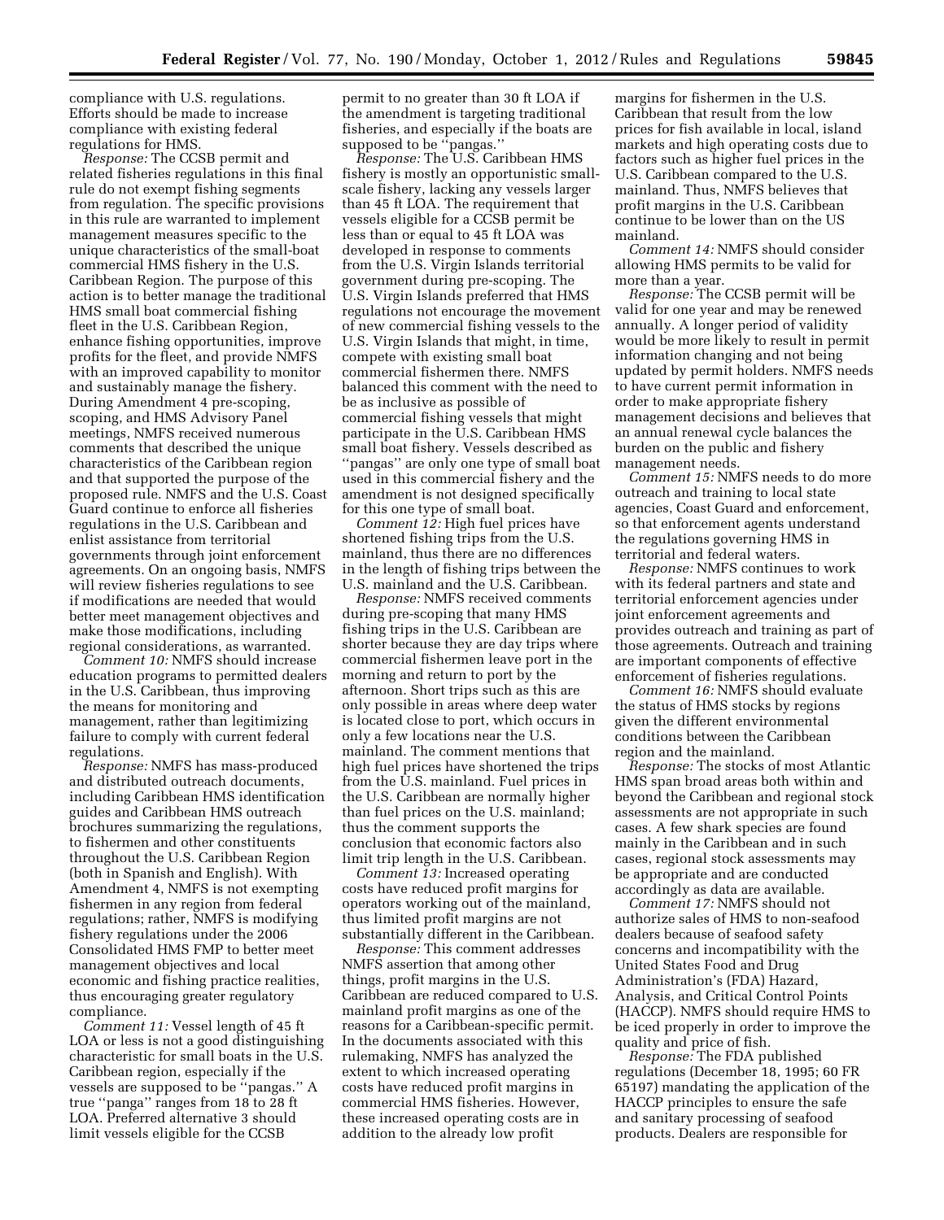compliance with U.S. regulations. Efforts should be made to increase compliance with existing federal regulations for HMS.

*Response:* The CCSB permit and related fisheries regulations in this final rule do not exempt fishing segments from regulation. The specific provisions in this rule are warranted to implement management measures specific to the unique characteristics of the small-boat commercial HMS fishery in the U.S. Caribbean Region. The purpose of this action is to better manage the traditional HMS small boat commercial fishing fleet in the U.S. Caribbean Region, enhance fishing opportunities, improve profits for the fleet, and provide NMFS with an improved capability to monitor and sustainably manage the fishery. During Amendment 4 pre-scoping, scoping, and HMS Advisory Panel meetings, NMFS received numerous comments that described the unique characteristics of the Caribbean region and that supported the purpose of the proposed rule. NMFS and the U.S. Coast Guard continue to enforce all fisheries regulations in the U.S. Caribbean and enlist assistance from territorial governments through joint enforcement agreements. On an ongoing basis, NMFS will review fisheries regulations to see if modifications are needed that would better meet management objectives and make those modifications, including regional considerations, as warranted.

*Comment 10:* NMFS should increase education programs to permitted dealers in the U.S. Caribbean, thus improving the means for monitoring and management, rather than legitimizing failure to comply with current federal regulations.

*Response:* NMFS has mass-produced and distributed outreach documents, including Caribbean HMS identification guides and Caribbean HMS outreach brochures summarizing the regulations, to fishermen and other constituents throughout the U.S. Caribbean Region (both in Spanish and English). With Amendment 4, NMFS is not exempting fishermen in any region from federal regulations; rather, NMFS is modifying fishery regulations under the 2006 Consolidated HMS FMP to better meet management objectives and local economic and fishing practice realities, thus encouraging greater regulatory compliance.

*Comment 11:* Vessel length of 45 ft LOA or less is not a good distinguishing characteristic for small boats in the U.S. Caribbean region, especially if the vessels are supposed to be ''pangas.'' A true ''panga'' ranges from 18 to 28 ft LOA. Preferred alternative 3 should limit vessels eligible for the CCSB permit to no greater than 30 ft LOA if the amendment is targeting traditional fisheries, and especially if the boats are supposed to be ''pangas.''

*Response:* The U.S. Caribbean HMS fishery is mostly an opportunistic small-scale fishery, lacking any vessels larger than 45 ft LOA. The requirement that vessels eligible for a CCSB permit be less than or equal to 45 ft LOA was developed in response to comments from the U.S. Virgin Islands territorial government during pre-scoping. The U.S. Virgin Islands preferred that HMS regulations not encourage the movement of new commercial fishing vessels to the U.S. Virgin Islands that might, in time, compete with existing small boat commercial fishermen there. NMFS balanced this comment with the need to be as inclusive as possible of commercial fishing vessels that might participate in the U.S. Caribbean HMS small boat fishery. Vessels described as ''pangas'' are only one type of small boat used in this commercial fishery and the amendment is not designed specifically for this one type of small boat.

*Comment 12:* High fuel prices have shortened fishing trips from the U.S. mainland, thus there are no differences in the length of fishing trips between the U.S. mainland and the U.S. Caribbean.

*Response:* NMFS received comments during pre-scoping that many HMS fishing trips in the U.S. Caribbean are shorter because they are day trips where commercial fishermen leave port in the morning and return to port by the afternoon. Short trips such as this are only possible in areas where deep water is located close to port, which occurs in only a few locations near the U.S. mainland. The comment mentions that high fuel prices have shortened the trips from the U.S. mainland. Fuel prices in the U.S. Caribbean are normally higher than fuel prices on the U.S. mainland; thus the comment supports the conclusion that economic factors also limit trip length in the U.S. Caribbean.

*Comment 13:* Increased operating costs have reduced profit margins for operators working out of the mainland, thus limited profit margins are not substantially different in the Caribbean.

*Response:* This comment addresses NMFS assertion that among other things, profit margins in the U.S. Caribbean are reduced compared to U.S. mainland profit margins as one of the reasons for a Caribbean-specific permit. In the documents associated with this rulemaking, NMFS has analyzed the extent to which increased operating costs have reduced profit margins in commercial HMS fisheries. However, these increased operating costs are in addition to the already low profit margins for fishermen in the U.S. Caribbean that result from the low prices for fish available in local, island markets and high operating costs due to factors such as higher fuel prices in the U.S. Caribbean compared to the U.S. mainland. Thus, NMFS believes that profit margins in the U.S. Caribbean continue to be lower than on the US mainland.

*Comment 14:* NMFS should consider allowing HMS permits to be valid for more than a year.

*Response:* The CCSB permit will be valid for one year and may be renewed annually. A longer period of validity would be more likely to result in permit information changing and not being updated by permit holders. NMFS needs to have current permit information in order to make appropriate fishery management decisions and believes that an annual renewal cycle balances the burden on the public and fishery management needs.

*Comment 15:* NMFS needs to do more outreach and training to local state agencies, Coast Guard and enforcement, so that enforcement agents understand the regulations governing HMS in territorial and federal waters.

*Response:* NMFS continues to work with its federal partners and state and territorial enforcement agencies under joint enforcement agreements and provides outreach and training as part of those agreements. Outreach and training are important components of effective enforcement of fisheries regulations.

*Comment 16:* NMFS should evaluate the status of HMS stocks by regions given the different environmental conditions between the Caribbean region and the mainland.

*Response:* The stocks of most Atlantic HMS span broad areas both within and beyond the Caribbean and regional stock assessments are not appropriate in such cases. A few shark species are found mainly in the Caribbean and in such cases, regional stock assessments may be appropriate and are conducted accordingly as data are available.

*Comment 17:* NMFS should not authorize sales of HMS to non-seafood dealers because of seafood safety concerns and incompatibility with the United States Food and Drug Administration's (FDA) Hazard, Analysis, and Critical Control Points (HACCP). NMFS should require HMS to be iced properly in order to improve the quality and price of fish.

*Response:* The FDA published regulations (December 18, 1995; 60 FR 65197) mandating the application of the HACCP principles to ensure the safe and sanitary processing of seafood products. Dealers are responsible for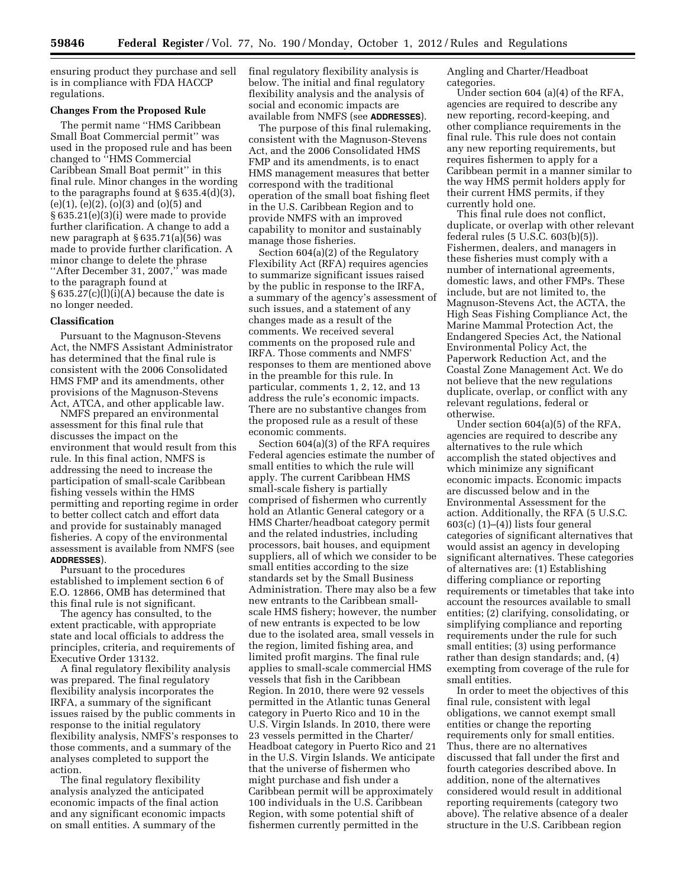ensuring product they purchase and sell is in compliance with FDA HACCP regulations.

**Changes From the Proposed Rule**

The permit name ''HMS Caribbean Small Boat Commercial permit'' was used in the proposed rule and has been changed to ''HMS Commercial Caribbean Small Boat permit'' in this final rule. Minor changes in the wording to the paragraphs found at § 635.4(d)(3), (e)(1), (e)(2), (o)(3) and (o)(5) and § 635.21(e)(3)(i) were made to provide further clarification. A change to add a new paragraph at § 635.71(a)(56) was made to provide further clarification. A minor change to delete the phrase ''After December 31, 2007,'' was made to the paragraph found at § 635.27(c)(l)(i)(A) because the date is no longer needed.

**Classification**

Pursuant to the Magnuson-Stevens Act, the NMFS Assistant Administrator has determined that the final rule is consistent with the 2006 Consolidated HMS FMP and its amendments, other provisions of the Magnuson-Stevens Act, ATCA, and other applicable law.

NMFS prepared an environmental assessment for this final rule that discusses the impact on the environment that would result from this rule. In this final action, NMFS is addressing the need to increase the participation of small-scale Caribbean fishing vessels within the HMS permitting and reporting regime in order to better collect catch and effort data and provide for sustainably managed fisheries. A copy of the environmental assessment is available from NMFS (see **ADDRESSES**).

Pursuant to the procedures established to implement section 6 of E.O. 12866, OMB has determined that this final rule is not significant.

The agency has consulted, to the extent practicable, with appropriate state and local officials to address the principles, criteria, and requirements of Executive Order 13132.

A final regulatory flexibility analysis was prepared. The final regulatory flexibility analysis incorporates the IRFA, a summary of the significant issues raised by the public comments in response to the initial regulatory flexibility analysis, NMFS's responses to those comments, and a summary of the analyses completed to support the action.

The final regulatory flexibility analysis analyzed the anticipated economic impacts of the final action and any significant economic impacts on small entities. A summary of the final regulatory flexibility analysis is below. The initial and final regulatory flexibility analysis and the analysis of social and economic impacts are available from NMFS (see **ADDRESSES**).

The purpose of this final rulemaking, consistent with the Magnuson-Stevens Act, and the 2006 Consolidated HMS FMP and its amendments, is to enact HMS management measures that better correspond with the traditional operation of the small boat fishing fleet in the U.S. Caribbean Region and to provide NMFS with an improved capability to monitor and sustainably manage those fisheries.

Section 604(a)(2) of the Regulatory Flexibility Act (RFA) requires agencies to summarize significant issues raised by the public in response to the IRFA, a summary of the agency's assessment of such issues, and a statement of any changes made as a result of the comments. We received several comments on the proposed rule and IRFA. Those comments and NMFS' responses to them are mentioned above in the preamble for this rule. In particular, comments 1, 2, 12, and 13 address the rule's economic impacts. There are no substantive changes from the proposed rule as a result of these economic comments.

Section 604(a)(3) of the RFA requires Federal agencies estimate the number of small entities to which the rule will apply. The current Caribbean HMS small-scale fishery is partially comprised of fishermen who currently hold an Atlantic General category or a HMS Charter/headboat category permit and the related industries, including processors, bait houses, and equipment suppliers, all of which we consider to be small entities according to the size standards set by the Small Business Administration. There may also be a few new entrants to the Caribbean small-scale HMS fishery; however, the number of new entrants is expected to be low due to the isolated area, small vessels in the region, limited fishing area, and limited profit margins. The final rule applies to small-scale commercial HMS vessels that fish in the Caribbean Region. In 2010, there were 92 vessels permitted in the Atlantic tunas General category in Puerto Rico and 10 in the U.S. Virgin Islands. In 2010, there were 23 vessels permitted in the Charter/Headboat category in Puerto Rico and 21 in the U.S. Virgin Islands. We anticipate that the universe of fishermen who might purchase and fish under a Caribbean permit will be approximately 100 individuals in the U.S. Caribbean Region, with some potential shift of fishermen currently permitted in the Angling and Charter/Headboat categories.

Under section 604 (a)(4) of the RFA, agencies are required to describe any new reporting, record-keeping, and other compliance requirements in the final rule. This rule does not contain any new reporting requirements, but requires fishermen to apply for a Caribbean permit in a manner similar to the way HMS permit holders apply for their current HMS permits, if they currently hold one.

This final rule does not conflict, duplicate, or overlap with other relevant federal rules (5 U.S.C. 603(b)(5)). Fishermen, dealers, and managers in these fisheries must comply with a number of international agreements, domestic laws, and other FMPs. These include, but are not limited to, the Magnuson-Stevens Act, the ACTA, the High Seas Fishing Compliance Act, the Marine Mammal Protection Act, the Endangered Species Act, the National Environmental Policy Act, the Paperwork Reduction Act, and the Coastal Zone Management Act. We do not believe that the new regulations duplicate, overlap, or conflict with any relevant regulations, federal or otherwise.

Under section 604(a)(5) of the RFA, agencies are required to describe any alternatives to the rule which accomplish the stated objectives and which minimize any significant economic impacts. Economic impacts are discussed below and in the Environmental Assessment for the action. Additionally, the RFA (5 U.S.C. 603(c) (1)–(4)) lists four general categories of significant alternatives that would assist an agency in developing significant alternatives. These categories of alternatives are: (1) Establishing differing compliance or reporting requirements or timetables that take into account the resources available to small entities; (2) clarifying, consolidating, or simplifying compliance and reporting requirements under the rule for such small entities; (3) using performance rather than design standards; and, (4) exempting from coverage of the rule for small entities.

In order to meet the objectives of this final rule, consistent with legal obligations, we cannot exempt small entities or change the reporting requirements only for small entities. Thus, there are no alternatives discussed that fall under the first and fourth categories described above. In addition, none of the alternatives considered would result in additional reporting requirements (category two above). The relative absence of a dealer structure in the U.S. Caribbean region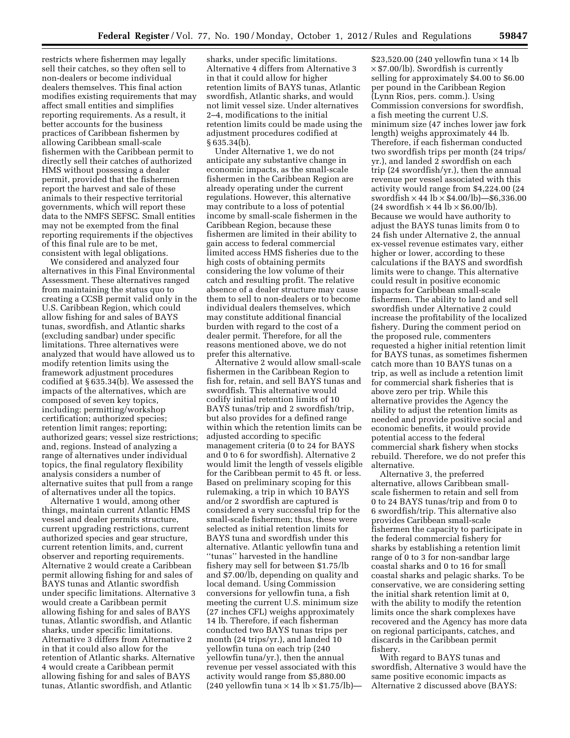restricts where fishermen may legally sell their catches, so they often sell to non-dealers or become individual dealers themselves. This final action modifies existing requirements that may affect small entities and simplifies reporting requirements. As a result, it better accounts for the business practices of Caribbean fishermen by allowing Caribbean small-scale fishermen with the Caribbean permit to directly sell their catches of authorized HMS without possessing a dealer permit, provided that the fishermen report the harvest and sale of these animals to their respective territorial governments, which will report these data to the NMFS SEFSC. Small entities may not be exempted from the final reporting requirements if the objectives of this final rule are to be met, consistent with legal obligations.

We considered and analyzed four alternatives in this Final Environmental Assessment. These alternatives ranged from maintaining the status quo to creating a CCSB permit valid only in the U.S. Caribbean Region, which could allow fishing for and sales of BAYS tunas, swordfish, and Atlantic sharks (excluding sandbar) under specific limitations. Three alternatives were analyzed that would have allowed us to modify retention limits using the framework adjustment procedures codified at § 635.34(b). We assessed the impacts of the alternatives, which are composed of seven key topics, including: permitting/workshop certification; authorized species; retention limit ranges; reporting; authorized gears; vessel size restrictions; and, regions. Instead of analyzing a range of alternatives under individual topics, the final regulatory flexibility analysis considers a number of alternative suites that pull from a range of alternatives under all the topics.

Alternative 1 would, among other things, maintain current Atlantic HMS vessel and dealer permits structure, current upgrading restrictions, current authorized species and gear structure, current retention limits, and, current observer and reporting requirements. Alternative 2 would create a Caribbean permit allowing fishing for and sales of BAYS tunas and Atlantic swordfish under specific limitations. Alternative 3 would create a Caribbean permit allowing fishing for and sales of BAYS tunas, Atlantic swordfish, and Atlantic sharks, under specific limitations. Alternative 3 differs from Alternative 2 in that it could also allow for the retention of Atlantic sharks. Alternative 4 would create a Caribbean permit allowing fishing for and sales of BAYS tunas, Atlantic swordfish, and Atlantic sharks, under specific limitations. Alternative 4 differs from Alternative 3 in that it could allow for higher retention limits of BAYS tunas, Atlantic swordfish, Atlantic sharks, and would not limit vessel size. Under alternatives 2–4, modifications to the initial retention limits could be made using the adjustment procedures codified at § 635.34(b).

Under Alternative 1, we do not anticipate any substantive change in economic impacts, as the small-scale fishermen in the Caribbean Region are already operating under the current regulations. However, this alternative may contribute to a loss of potential income by small-scale fishermen in the Caribbean Region, because these fishermen are limited in their ability to gain access to federal commercial limited access HMS fisheries due to the high costs of obtaining permits considering the low volume of their catch and resulting profit. The relative absence of a dealer structure may cause them to sell to non-dealers or to become individual dealers themselves, which may constitute additional financial burden with regard to the cost of a dealer permit. Therefore, for all the reasons mentioned above, we do not prefer this alternative.

Alternative 2 would allow small-scale fishermen in the Caribbean Region to fish for, retain, and sell BAYS tunas and swordfish. This alternative would codify initial retention limits of 10 BAYS tunas/trip and 2 swordfish/trip, but also provides for a defined range within which the retention limits can be adjusted according to specific management criteria (0 to 24 for BAYS and 0 to 6 for swordfish). Alternative 2 would limit the length of vessels eligible for the Caribbean permit to 45 ft. or less. Based on preliminary scoping for this rulemaking, a trip in which 10 BAYS and/or 2 swordfish are captured is considered a very successful trip for the small-scale fishermen; thus, these were selected as initial retention limits for BAYS tuna and swordfish under this alternative. Atlantic yellowfin tuna and "tunas" harvested in the handline fishery may sell for between $1.75/lb and $7.00/lb, depending on quality and local demand. Using Commission conversions for yellowfin tuna, a fish meeting the current U.S. minimum size (27 inches CFL) weighs approximately 14 lb. Therefore, if each fisherman conducted two BAYS tunas trips per month (24 trips/yr.), and landed 10 yellowfin tuna on each trip (240 yellowfin tuna/yr.), then the annual revenue per vessel associated with this activity would range from $5,880.00 (240 yellowfin tuna × 14 lb × $1.75/lb)—$23,520.00 (240 yellowfin tuna × 14 lb × $7.00/lb). Swordfish is currently selling for approximately $4.00 to $6.00 per pound in the Caribbean Region (Lynn Rios, pers. comm.). Using Commission conversions for swordfish, a fish meeting the current U.S. minimum size (47 inches lower jaw fork length) weighs approximately 44 lb. Therefore, if each fisherman conducted two swordfish trips per month (24 trips/yr.), and landed 2 swordfish on each trip (24 swordfish/yr.), then the annual revenue per vessel associated with this activity would range from $4,224.00 (24 swordfish × 44 lb × $4.00/lb)—$6,336.00 (24 swordfish × 44 lb × $6.00/lb). Because we would have authority to adjust the BAYS tunas limits from 0 to 24 fish under Alternative 2, the annual ex-vessel revenue estimates vary, either higher or lower, according to these calculations if the BAYS and swordfish limits were to change. This alternative could result in positive economic impacts for Caribbean small-scale fishermen. The ability to land and sell swordfish under Alternative 2 could increase the profitability of the localized fishery. During the comment period on the proposed rule, commenters requested a higher initial retention limit for BAYS tunas, as sometimes fishermen catch more than 10 BAYS tunas on a trip, as well as include a retention limit for commercial shark fisheries that is above zero per trip. While this alternative provides the Agency the ability to adjust the retention limits as needed and provide positive social and economic benefits, it would provide potential access to the federal commercial shark fishery when stocks rebuild. Therefore, we do not prefer this alternative.

Alternative 3, the preferred alternative, allows Caribbean small-scale fishermen to retain and sell from 0 to 24 BAYS tunas/trip and from 0 to 6 swordfish/trip. This alternative also provides Caribbean small-scale fishermen the capacity to participate in the federal commercial fishery for sharks by establishing a retention limit range of 0 to 3 for non-sandbar large coastal sharks and 0 to 16 for small coastal sharks and pelagic sharks. To be conservative, we are considering setting the initial shark retention limit at 0, with the ability to modify the retention limits once the shark complexes have recovered and the Agency has more data on regional participants, catches, and discards in the Caribbean permit fishery.

With regard to BAYS tunas and swordfish, Alternative 3 would have the same positive economic impacts as Alternative 2 discussed above (BAYS: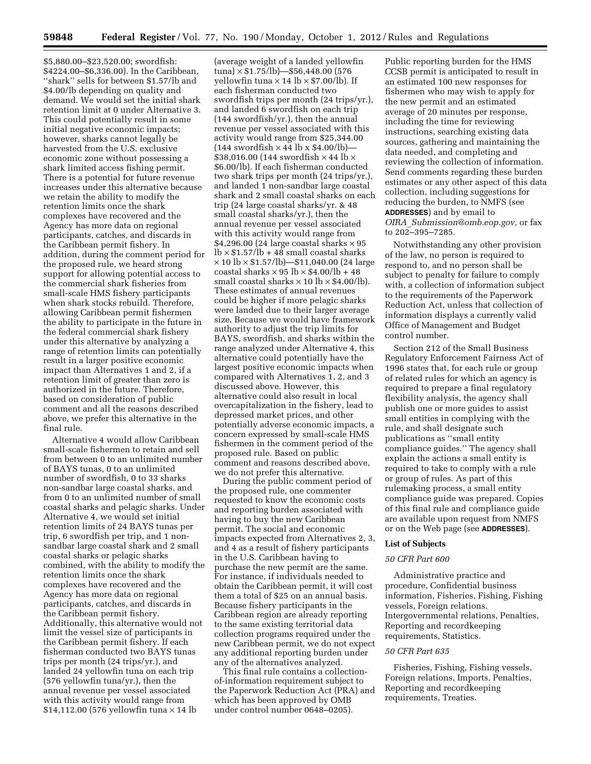$5,880.00–$23,520.00; swordfish: $4224.00–$6,336.00). In the Caribbean, ''shark'' sells for between $1.57/lb and $4.00/lb depending on quality and demand. We would set the initial shark retention limit at 0 under Alternative 3. This could potentially result in some initial negative economic impacts; however, sharks cannot legally be harvested from the U.S. exclusive economic zone without possessing a shark limited access fishing permit. There is a potential for future revenue increases under this alternative because we retain the ability to modify the retention limits once the shark complexes have recovered and the Agency has more data on regional participants, catches, and discards in the Caribbean permit fishery. In addition, during the comment period for the proposed rule, we heard strong support for allowing potential access to the commercial shark fisheries from small-scale HMS fishery participants when shark stocks rebuild. Therefore, allowing Caribbean permit fishermen the ability to participate in the future in the federal commercial shark fishery under this alternative by analyzing a range of retention limits can potentially result in a larger positive economic impact than Alternatives 1 and 2, if a retention limit of greater than zero is authorized in the future. Therefore, based on consideration of public comment and all the reasons described above, we prefer this alternative in the final rule.

Alternative 4 would allow Caribbean small-scale fishermen to retain and sell from between 0 to an unlimited number of BAYS tunas, 0 to an unlimited number of swordfish, 0 to 33 sharks non-sandbar large coastal sharks, and from 0 to an unlimited number of small coastal sharks and pelagic sharks. Under Alternative 4, we would set initial retention limits of 24 BAYS tunas per trip, 6 swordfish per trip, and 1 non-sandbar large coastal shark and 2 small coastal sharks or pelagic sharks combined, with the ability to modify the retention limits once the shark complexes have recovered and the Agency has more data on regional participants, catches, and discards in the Caribbean permit fishery. Additionally, this alternative would not limit the vessel size of participants in the Caribbean permit fishery. If each fisherman conducted two BAYS tunas trips per month (24 trips/yr.), and landed 24 yellowfin tuna on each trip (576 yellowfin tuna/yr.), then the annual revenue per vessel associated with this activity would range from $14,112.00 (576 yellowfin tuna × 14 lb (average weight of a landed yellowfin tuna) × $1.75/lb)—$56,448.00 (576 yellowfin tuna × 14 lb × $7.00/lb). If each fisherman conducted two swordfish trips per month (24 trips/yr.), and landed 6 swordfish on each trip (144 swordfish/yr.), then the annual revenue per vessel associated with this activity would range from $25,344.00 (144 swordfish × 44 lb x $4.00/lb)—$38,016.00 (144 swordfish × 44 lb × $6.00/lb). If each fisherman conducted two shark trips per month (24 trips/yr.), and landed 1 non-sandbar large coastal shark and 2 small coastal sharks on each trip (24 large coastal sharks/yr. & 48 small coastal sharks/yr.), then the annual revenue per vessel associated with this activity would range from $4,296.00 (24 large coastal sharks × 95 lb × $1.57/lb + 48 small coastal sharks × 10 lb × $1.57/lb)—$11,040.00 (24 large coastal sharks × 95 lb × $4.00/lb + 48 small coastal sharks × 10 lb × $4.00/lb). These estimates of annual revenues could be higher if more pelagic sharks were landed due to their larger average size. Because we would have framework authority to adjust the trip limits for BAYS, swordfish, and sharks within the range analyzed under Alternative 4, this alternative could potentially have the largest positive economic impacts when compared with Alternatives 1, 2, and 3 discussed above. However, this alternative could also result in local overcapitalization in the fishery, lead to depressed market prices, and other potentially adverse economic impacts, a concern expressed by small-scale HMS fishermen in the comment period of the proposed rule. Based on public comment and reasons described above, we do not prefer this alternative.

During the public comment period of the proposed rule, one commenter requested to know the economic costs and reporting burden associated with having to buy the new Caribbean permit. The social and economic impacts expected from Alternatives 2, 3, and 4 as a result of fishery participants in the U.S. Caribbean having to purchase the new permit are the same. For instance, if individuals needed to obtain the Caribbean permit, it will cost them a total of $25 on an annual basis. Because fishery participants in the Caribbean region are already reporting to the same existing territorial data collection programs required under the new Caribbean permit, we do not expect any additional reporting burden under any of the alternatives analyzed.

This final rule contains a collection-of-information requirement subject to the Paperwork Reduction Act (PRA) and which has been approved by OMB under control number 0648–0205). Public reporting burden for the HMS CCSB permit is anticipated to result in an estimated 100 new responses for fishermen who may wish to apply for the new permit and an estimated average of 20 minutes per response, including the time for reviewing instructions, searching existing data sources, gathering and maintaining the data needed, and completing and reviewing the collection of information. Send comments regarding these burden estimates or any other aspect of this data collection, including suggestions for reducing the burden, to NMFS (see **ADDRESSES**) and by email to *OIRA_Submission@omb.eop.gov,* or fax to 202–395–7285.

Notwithstanding any other provision of the law, no person is required to respond to, and no person shall be subject to penalty for failure to comply with, a collection of information subject to the requirements of the Paperwork Reduction Act, unless that collection of information displays a currently valid Office of Management and Budget control number.

Section 212 of the Small Business Regulatory Enforcement Fairness Act of 1996 states that, for each rule or group of related rules for which an agency is required to prepare a final regulatory flexibility analysis, the agency shall publish one or more guides to assist small entities in complying with the rule, and shall designate such publications as ''small entity compliance guides.'' The agency shall explain the actions a small entity is required to take to comply with a rule or group of rules. As part of this rulemaking process, a small entity compliance guide was prepared. Copies of this final rule and compliance guide are available upon request from NMFS or on the Web page (see **ADDRESSES**).

## List of Subjects

### *50 CFR Part 600*

Administrative practice and procedure, Confidential business information, Fisheries, Fishing, Fishing vessels, Foreign relations, Intergovernmental relations, Penalties, Reporting and recordkeeping requirements, Statistics.

### *50 CFR Part 635*

Fisheries, Fishing, Fishing vessels, Foreign relations, Imports, Penalties, Reporting and recordkeeping requirements, Treaties.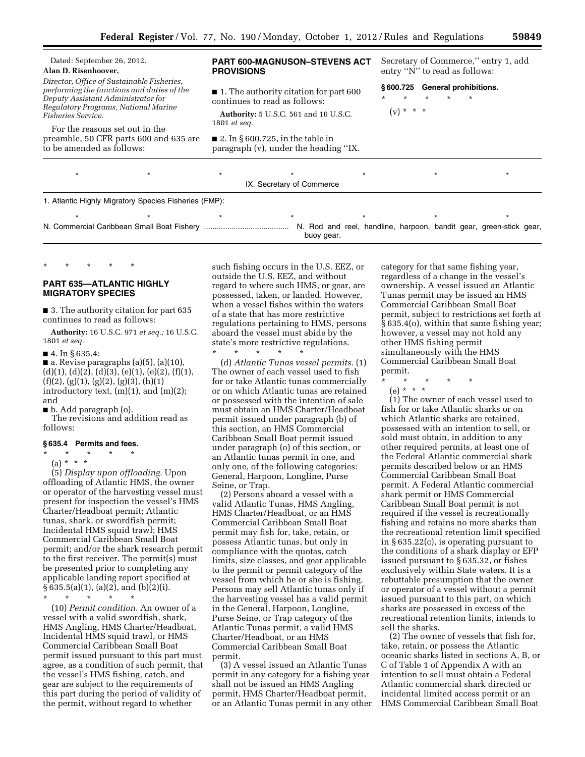Dated: September 26, 2012.

**Alan D. Risenhoover,**

*Director, Office of Sustainable Fisheries, performing the functions and duties of the Deputy Assistant Administrator for Regulatory Programs, National Marine Fisheries Service.*

For the reasons set out in the preamble, 50 CFR parts 600 and 635 are to be amended as follows:

## PART 600-MAGNUSON–STEVENS ACT PROVISIONS

■ 1. The authority citation for part 600 continues to read as follows:

**Authority:** 5 U.S.C. 561 and 16 U.S.C. 1801 *et seq.*

■ 2. In § 600.725, in the table in paragraph (v), under the heading ''IX. Secretary of Commerce,'' entry 1, add entry ''N'' to read as follows:

### § 600.725 General prohibitions.

\* \* \* \* \*

(v) \* \* \*

| | |
|---|---|
| \* \* \* | \* \* \* \* |
| IX. Secretary of Commerce | |
| 1. Atlantic Highly Migratory Species Fisheries (FMP): | |
| \* \* \* | \* \* \* \* |
| N. Commercial Caribbean Small Boat Fishery | N. Rod and reel, handline, harpoon, bandit gear, green-stick gear, buoy gear. |

\* \* \* \* \*

## PART 635—ATLANTIC HIGHLY MIGRATORY SPECIES

■ 3. The authority citation for part 635 continues to read as follows:

**Authority:** 16 U.S.C. 971 *et seq.;* 16 U.S.C. 1801 *et seq.*

■ 4. In § 635.4:

■ a. Revise paragraphs (a)(5), (a)(10), (d)(1), (d)(2), (d)(3), (e)(1), (e)(2), (f)(1), (f)(2), (g)(1), (g)(2), (g)(3), (h)(1) introductory text, (m)(1), and (m)(2); and

■ b. Add paragraph (o).

The revisions and addition read as follows:

### § 635.4 Permits and fees.

\* \* \* \* \*

(a) \* \* \*

(5) *Display upon offloading.* Upon offloading of Atlantic HMS, the owner or operator of the harvesting vessel must present for inspection the vessel's HMS Charter/Headboat permit; Atlantic tunas, shark, or swordfish permit; Incidental HMS squid trawl; HMS Commercial Caribbean Small Boat permit; and/or the shark research permit to the first receiver. The permit(s) must be presented prior to completing any applicable landing report specified at § 635.5(a)(1), (a)(2), and (b)(2)(i).

\* \* \* \* \*

(10) *Permit condition.* An owner of a vessel with a valid swordfish, shark, HMS Angling, HMS Charter/Headboat, Incidental HMS squid trawl, or HMS Commercial Caribbean Small Boat permit issued pursuant to this part must agree, as a condition of such permit, that the vessel's HMS fishing, catch, and gear are subject to the requirements of this part during the period of validity of the permit, without regard to whether such fishing occurs in the U.S. EEZ, or outside the U.S. EEZ, and without regard to where such HMS, or gear, are possessed, taken, or landed. However, when a vessel fishes within the waters of a state that has more restrictive regulations pertaining to HMS, persons aboard the vessel must abide by the state's more restrictive regulations.

\* \* \* \* \*

(d) *Atlantic Tunas vessel permits.* (1) The owner of each vessel used to fish for or take Atlantic tunas commercially or on which Atlantic tunas are retained or possessed with the intention of sale must obtain an HMS Charter/Headboat permit issued under paragraph (b) of this section, an HMS Commercial Caribbean Small Boat permit issued under paragraph (o) of this section, or an Atlantic tunas permit in one, and only one, of the following categories: General, Harpoon, Longline, Purse Seine, or Trap.

(2) Persons aboard a vessel with a valid Atlantic Tunas, HMS Angling, HMS Charter/Headboat, or an HMS Commercial Caribbean Small Boat permit may fish for, take, retain, or possess Atlantic tunas, but only in compliance with the quotas, catch limits, size classes, and gear applicable to the permit or permit category of the vessel from which he or she is fishing. Persons may sell Atlantic tunas only if the harvesting vessel has a valid permit in the General, Harpoon, Longline, Purse Seine, or Trap category of the Atlantic Tunas permit, a valid HMS Charter/Headboat, or an HMS Commercial Caribbean Small Boat permit.

(3) A vessel issued an Atlantic Tunas permit in any category for a fishing year shall not be issued an HMS Angling permit, HMS Charter/Headboat permit, or an Atlantic Tunas permit in any other category for that same fishing year, regardless of a change in the vessel's ownership. A vessel issued an Atlantic Tunas permit may be issued an HMS Commercial Caribbean Small Boat permit, subject to restrictions set forth at § 635.4(o), within that same fishing year; however, a vessel may not hold any other HMS fishing permit simultaneously with the HMS Commercial Caribbean Small Boat permit.

\* \* \* \* \*

(e) \* \* \*

(1) The owner of each vessel used to fish for or take Atlantic sharks or on which Atlantic sharks are retained, possessed with an intention to sell, or sold must obtain, in addition to any other required permits, at least one of the Federal Atlantic commercial shark permits described below or an HMS Commercial Caribbean Small Boat permit. A Federal Atlantic commercial shark permit or HMS Commercial Caribbean Small Boat permit is not required if the vessel is recreationally fishing and retains no more sharks than the recreational retention limit specified in § 635.22(c), is operating pursuant to the conditions of a shark display or EFP issued pursuant to § 635.32, or fishes exclusively within State waters. It is a rebuttable presumption that the owner or operator of a vessel without a permit issued pursuant to this part, on which sharks are possessed in excess of the recreational retention limits, intends to sell the sharks.

(2) The owner of vessels that fish for, take, retain, or possess the Atlantic oceanic sharks listed in sections A, B, or C of Table 1 of Appendix A with an intention to sell must obtain a Federal Atlantic commercial shark directed or incidental limited access permit or an HMS Commercial Caribbean Small Boat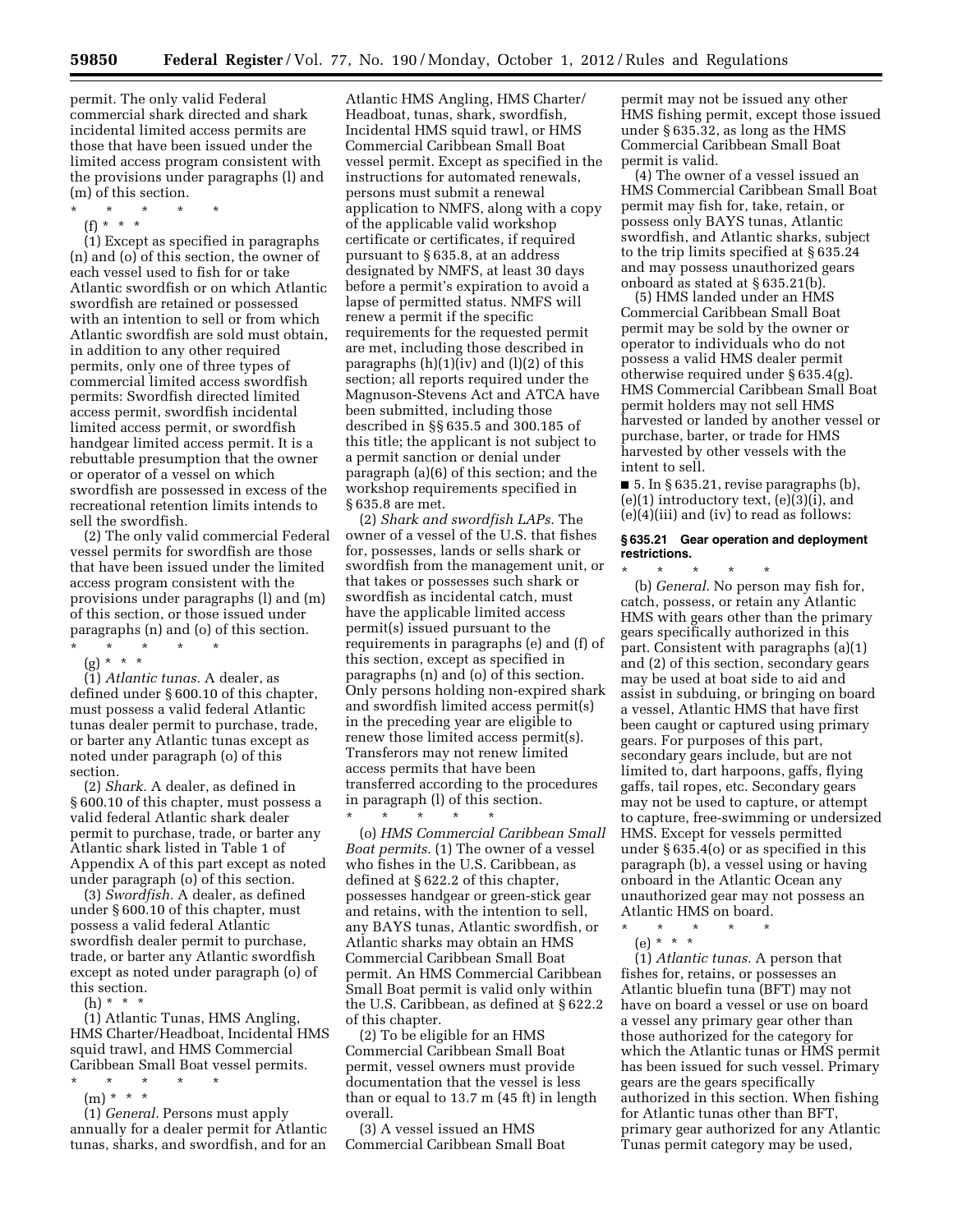permit. The only valid Federal commercial shark directed and shark incidental limited access permits are those that have been issued under the limited access program consistent with the provisions under paragraphs (l) and (m) of this section.

\* \* \* \* \*

(f) \* \* \*

(1) Except as specified in paragraphs (n) and (o) of this section, the owner of each vessel used to fish for or take Atlantic swordfish or on which Atlantic swordfish are retained or possessed with an intention to sell or from which Atlantic swordfish are sold must obtain, in addition to any other required permits, only one of three types of commercial limited access swordfish permits: Swordfish directed limited access permit, swordfish incidental limited access permit, or swordfish handgear limited access permit. It is a rebuttable presumption that the owner or operator of a vessel on which swordfish are possessed in excess of the recreational retention limits intends to sell the swordfish.

(2) The only valid commercial Federal vessel permits for swordfish are those that have been issued under the limited access program consistent with the provisions under paragraphs (l) and (m) of this section, or those issued under paragraphs (n) and (o) of this section.

\* \* \* \* \*

(g) \* \* \*

(1) *Atlantic tunas.* A dealer, as defined under § 600.10 of this chapter, must possess a valid federal Atlantic tunas dealer permit to purchase, trade, or barter any Atlantic tunas except as noted under paragraph (o) of this section.

(2) *Shark.* A dealer, as defined in § 600.10 of this chapter, must possess a valid federal Atlantic shark dealer permit to purchase, trade, or barter any Atlantic shark listed in Table 1 of Appendix A of this part except as noted under paragraph (o) of this section.

(3) *Swordfish.* A dealer, as defined under § 600.10 of this chapter, must possess a valid federal Atlantic swordfish dealer permit to purchase, trade, or barter any Atlantic swordfish except as noted under paragraph (o) of this section.

(h) \* \* \*

(1) Atlantic Tunas, HMS Angling, HMS Charter/Headboat, Incidental HMS squid trawl, and HMS Commercial Caribbean Small Boat vessel permits.

\* \* \* \* \*

(m) \* \* \*

(1) *General.* Persons must apply annually for a dealer permit for Atlantic tunas, sharks, and swordfish, and for an Atlantic HMS Angling, HMS Charter/Headboat, tunas, shark, swordfish, Incidental HMS squid trawl, or HMS Commercial Caribbean Small Boat vessel permit. Except as specified in the instructions for automated renewals, persons must submit a renewal application to NMFS, along with a copy of the applicable valid workshop certificate or certificates, if required pursuant to § 635.8, at an address designated by NMFS, at least 30 days before a permit's expiration to avoid a lapse of permitted status. NMFS will renew a permit if the specific requirements for the requested permit are met, including those described in paragraphs (h)(1)(iv) and (l)(2) of this section; all reports required under the Magnuson-Stevens Act and ATCA have been submitted, including those described in §§ 635.5 and 300.185 of this title; the applicant is not subject to a permit sanction or denial under paragraph (a)(6) of this section; and the workshop requirements specified in § 635.8 are met.

(2) *Shark and swordfish LAPs.* The owner of a vessel of the U.S. that fishes for, possesses, lands or sells shark or swordfish from the management unit, or that takes or possesses such shark or swordfish as incidental catch, must have the applicable limited access permit(s) issued pursuant to the requirements in paragraphs (e) and (f) of this section, except as specified in paragraphs (n) and (o) of this section. Only persons holding non-expired shark and swordfish limited access permit(s) in the preceding year are eligible to renew those limited access permit(s). Transferors may not renew limited access permits that have been transferred according to the procedures in paragraph (l) of this section.

\* \* \* \* \*

(o) *HMS Commercial Caribbean Small Boat permits.* (1) The owner of a vessel who fishes in the U.S. Caribbean, as defined at § 622.2 of this chapter, possesses handgear or green-stick gear and retains, with the intention to sell, any BAYS tunas, Atlantic swordfish, or Atlantic sharks may obtain an HMS Commercial Caribbean Small Boat permit. An HMS Commercial Caribbean Small Boat permit is valid only within the U.S. Caribbean, as defined at § 622.2 of this chapter.

(2) To be eligible for an HMS Commercial Caribbean Small Boat permit, vessel owners must provide documentation that the vessel is less than or equal to 13.7 m (45 ft) in length overall.

(3) A vessel issued an HMS Commercial Caribbean Small Boat permit may not be issued any other HMS fishing permit, except those issued under § 635.32, as long as the HMS Commercial Caribbean Small Boat permit is valid.

(4) The owner of a vessel issued an HMS Commercial Caribbean Small Boat permit may fish for, take, retain, or possess only BAYS tunas, Atlantic swordfish, and Atlantic sharks, subject to the trip limits specified at § 635.24 and may possess unauthorized gears onboard as stated at § 635.21(b).

(5) HMS landed under an HMS Commercial Caribbean Small Boat permit may be sold by the owner or operator to individuals who do not possess a valid HMS dealer permit otherwise required under § 635.4(g). HMS Commercial Caribbean Small Boat permit holders may not sell HMS harvested or landed by another vessel or purchase, barter, or trade for HMS harvested by other vessels with the intent to sell.

■ 5. In § 635.21, revise paragraphs (b), (e)(1) introductory text, (e)(3)(i), and (e)(4)(iii) and (iv) to read as follows:

### § 635.21 Gear operation and deployment restrictions.

\* \* \* \* \*

(b) *General.* No person may fish for, catch, possess, or retain any Atlantic HMS with gears other than the primary gears specifically authorized in this part. Consistent with paragraphs (a)(1) and (2) of this section, secondary gears may be used at boat side to aid and assist in subduing, or bringing on board a vessel, Atlantic HMS that have first been caught or captured using primary gears. For purposes of this part, secondary gears include, but are not limited to, dart harpoons, gaffs, flying gaffs, tail ropes, etc. Secondary gears may not be used to capture, or attempt to capture, free-swimming or undersized HMS. Except for vessels permitted under § 635.4(o) or as specified in this paragraph (b), a vessel using or having onboard in the Atlantic Ocean any unauthorized gear may not possess an Atlantic HMS on board.

\* \* \* \* \*

(e) \* \* \*

(1) *Atlantic tunas.* A person that fishes for, retains, or possesses an Atlantic bluefin tuna (BFT) may not have on board a vessel or use on board a vessel any primary gear other than those authorized for the category for which the Atlantic tunas or HMS permit has been issued for such vessel. Primary gears are the gears specifically authorized in this section. When fishing for Atlantic tunas other than BFT, primary gear authorized for any Atlantic Tunas permit category may be used,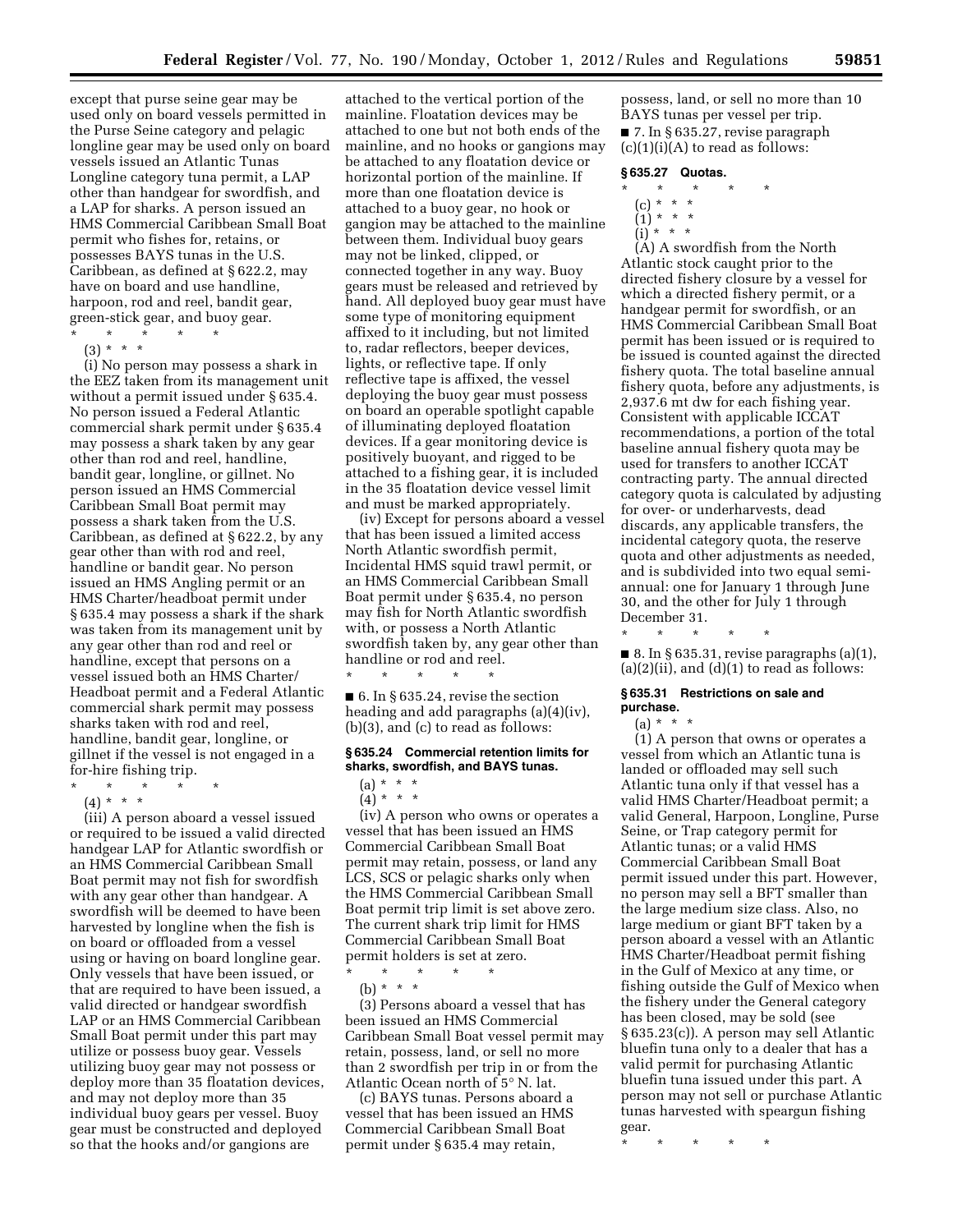except that purse seine gear may be used only on board vessels permitted in the Purse Seine category and pelagic longline gear may be used only on board vessels issued an Atlantic Tunas Longline category tuna permit, a LAP other than handgear for swordfish, and a LAP for sharks. A person issued an HMS Commercial Caribbean Small Boat permit who fishes for, retains, or possesses BAYS tunas in the U.S. Caribbean, as defined at § 622.2, may have on board and use handline, harpoon, rod and reel, bandit gear, green-stick gear, and buoy gear.

\* \* \* \* \*

(3) \* \* \*

(i) No person may possess a shark in the EEZ taken from its management unit without a permit issued under § 635.4. No person issued a Federal Atlantic commercial shark permit under § 635.4 may possess a shark taken by any gear other than rod and reel, handline, bandit gear, longline, or gillnet. No person issued an HMS Commercial Caribbean Small Boat permit may possess a shark taken from the U.S. Caribbean, as defined at § 622.2, by any gear other than with rod and reel, handline or bandit gear. No person issued an HMS Angling permit or an HMS Charter/headboat permit under § 635.4 may possess a shark if the shark was taken from its management unit by any gear other than rod and reel or handline, except that persons on a vessel issued both an HMS Charter/Headboat permit and a Federal Atlantic commercial shark permit may possess sharks taken with rod and reel, handline, bandit gear, longline, or gillnet if the vessel is not engaged in a for-hire fishing trip.

\* \* \* \* \*

(4) \* \* \*

(iii) A person aboard a vessel issued or required to be issued a valid directed handgear LAP for Atlantic swordfish or an HMS Commercial Caribbean Small Boat permit may not fish for swordfish with any gear other than handgear. A swordfish will be deemed to have been harvested by longline when the fish is on board or offloaded from a vessel using or having on board longline gear. Only vessels that have been issued, or that are required to have been issued, a valid directed or handgear swordfish LAP or an HMS Commercial Caribbean Small Boat permit under this part may utilize or possess buoy gear. Vessels utilizing buoy gear may not possess or deploy more than 35 floatation devices, and may not deploy more than 35 individual buoy gears per vessel. Buoy gear must be constructed and deployed so that the hooks and/or gangions are attached to the vertical portion of the mainline. Floatation devices may be attached to one but not both ends of the mainline, and no hooks or gangions may be attached to any floatation device or horizontal portion of the mainline. If more than one floatation device is attached to a buoy gear, no hook or gangion may be attached to the mainline between them. Individual buoy gears may not be linked, clipped, or connected together in any way. Buoy gears must be released and retrieved by hand. All deployed buoy gear must have some type of monitoring equipment affixed to it including, but not limited to, radar reflectors, beeper devices, lights, or reflective tape. If only reflective tape is affixed, the vessel deploying the buoy gear must possess on board an operable spotlight capable of illuminating deployed floatation devices. If a gear monitoring device is positively buoyant, and rigged to be attached to a fishing gear, it is included in the 35 floatation device vessel limit and must be marked appropriately.

(iv) Except for persons aboard a vessel that has been issued a limited access North Atlantic swordfish permit, Incidental HMS squid trawl permit, or an HMS Commercial Caribbean Small Boat permit under § 635.4, no person may fish for North Atlantic swordfish with, or possess a North Atlantic swordfish taken by, any gear other than handline or rod and reel.

\* \* \* \* \*

■ 6. In § 635.24, revise the section heading and add paragraphs (a)(4)(iv), (b)(3), and (c) to read as follows:

**§ 635.24 Commercial retention limits for sharks, swordfish, and BAYS tunas.**

(a) \* \* \*

(4) \* \* \*

(iv) A person who owns or operates a vessel that has been issued an HMS Commercial Caribbean Small Boat permit may retain, possess, or land any LCS, SCS or pelagic sharks only when the HMS Commercial Caribbean Small Boat permit trip limit is set above zero. The current shark trip limit for HMS Commercial Caribbean Small Boat permit holders is set at zero.

\* \* \* \* \*

(b) \* \* \*

(3) Persons aboard a vessel that has been issued an HMS Commercial Caribbean Small Boat vessel permit may retain, possess, land, or sell no more than 2 swordfish per trip in or from the Atlantic Ocean north of 5° N. lat.

(c) *BAYS tunas*. Persons aboard a vessel that has been issued an HMS Commercial Caribbean Small Boat permit under § 635.4 may retain, possess, land, or sell no more than 10 BAYS tunas per vessel per trip.

■ 7. In § 635.27, revise paragraph (c)(1)(i)(A) to read as follows:

**§ 635.27 Quotas.**

\* \* \* \* \*

(c) \* \* \*

(1) \* \* \*

(i) \* \* \*

(A) A swordfish from the North Atlantic stock caught prior to the directed fishery closure by a vessel for which a directed fishery permit, or a handgear permit for swordfish, or an HMS Commercial Caribbean Small Boat permit has been issued or is required to be issued is counted against the directed fishery quota. The total baseline annual fishery quota, before any adjustments, is 2,937.6 mt dw for each fishing year. Consistent with applicable ICCAT recommendations, a portion of the total baseline annual fishery quota may be used for transfers to another ICCAT contracting party. The annual directed category quota is calculated by adjusting for over- or underharvests, dead discards, any applicable transfers, the incidental category quota, the reserve quota and other adjustments as needed, and is subdivided into two equal semi-annual: one for January 1 through June 30, and the other for July 1 through December 31.

\* \* \* \* \*

■ 8. In § 635.31, revise paragraphs (a)(1), (a)(2)(ii), and (d)(1) to read as follows:

**§ 635.31 Restrictions on sale and purchase.**

(a) \* \* \*

(1) A person that owns or operates a vessel from which an Atlantic tuna is landed or offloaded may sell such Atlantic tuna only if that vessel has a valid HMS Charter/Headboat permit; a valid General, Harpoon, Longline, Purse Seine, or Trap category permit for Atlantic tunas; or a valid HMS Commercial Caribbean Small Boat permit issued under this part. However, no person may sell a BFT smaller than the large medium size class. Also, no large medium or giant BFT taken by a person aboard a vessel with an Atlantic HMS Charter/Headboat permit fishing in the Gulf of Mexico at any time, or fishing outside the Gulf of Mexico when the fishery under the General category has been closed, may be sold (see § 635.23(c)). A person may sell Atlantic bluefin tuna only to a dealer that has a valid permit for purchasing Atlantic bluefin tuna issued under this part. A person may not sell or purchase Atlantic tunas harvested with speargun fishing gear.

\* \* \* \* \*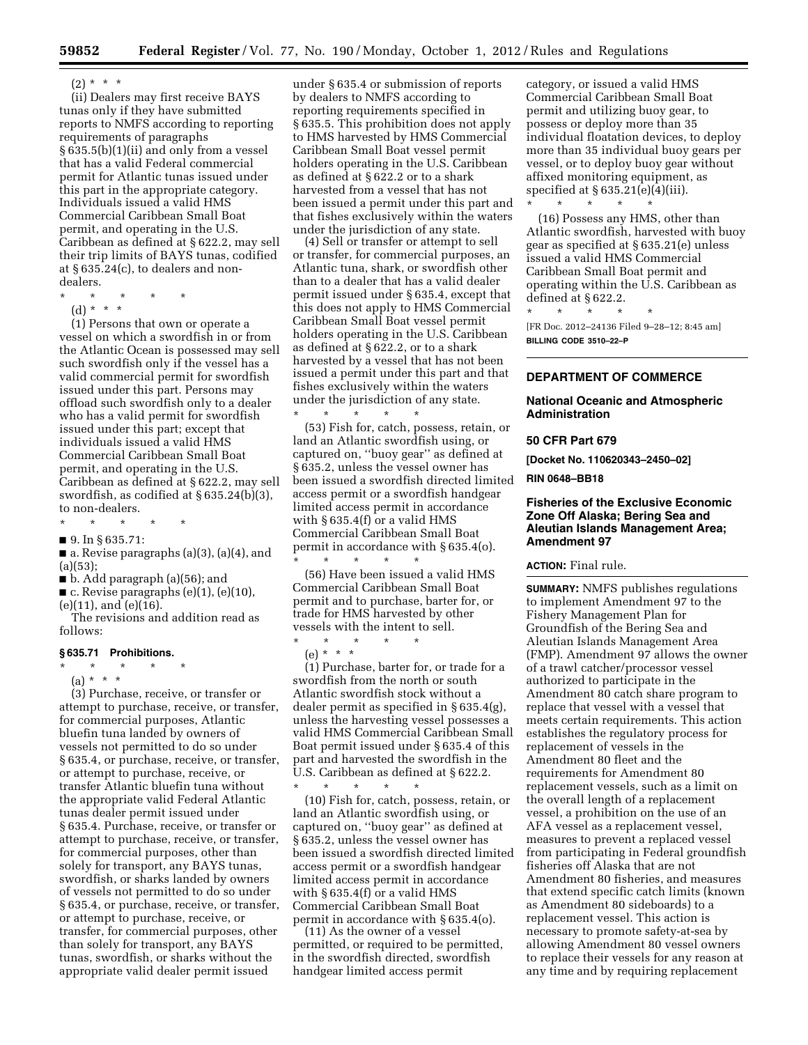(2) * * *

(ii) Dealers may first receive BAYS tunas only if they have submitted reports to NMFS according to reporting requirements of paragraphs § 635.5(b)(1)(ii) and only from a vessel that has a valid Federal commercial permit for Atlantic tunas issued under this part in the appropriate category. Individuals issued a valid HMS Commercial Caribbean Small Boat permit, and operating in the U.S. Caribbean as defined at § 622.2, may sell their trip limits of BAYS tunas, codified at § 635.24(c), to dealers and non-dealers.

\* \* \* \* \*

(d) * * *

(1) Persons that own or operate a vessel on which a swordfish in or from the Atlantic Ocean is possessed may sell such swordfish only if the vessel has a valid commercial permit for swordfish issued under this part. Persons may offload such swordfish only to a dealer who has a valid permit for swordfish issued under this part; except that individuals issued a valid HMS Commercial Caribbean Small Boat permit, and operating in the U.S. Caribbean as defined at § 622.2, may sell swordfish, as codified at § 635.24(b)(3), to non-dealers.

\* \* \* \* \*

■ 9. In § 635.71:

■ a. Revise paragraphs (a)(3), (a)(4), and (a)(53);

■ b. Add paragraph (a)(56); and

■ c. Revise paragraphs (e)(1), (e)(10), (e)(11), and (e)(16).

The revisions and addition read as follows:

**§ 635.71 Prohibitions.**

\* \* \* \* \*

(a) * * *

(3) Purchase, receive, or transfer or attempt to purchase, receive, or transfer, for commercial purposes, Atlantic bluefin tuna landed by owners of vessels not permitted to do so under § 635.4, or purchase, receive, or transfer, or attempt to purchase, receive, or transfer Atlantic bluefin tuna without the appropriate valid Federal Atlantic tunas dealer permit issued under § 635.4. Purchase, receive, or transfer or attempt to purchase, receive, or transfer, for commercial purposes, other than solely for transport, any BAYS tunas, swordfish, or sharks landed by owners of vessels not permitted to do so under § 635.4, or purchase, receive, or transfer, or attempt to purchase, receive, or transfer, for commercial purposes, other than solely for transport, any BAYS tunas, swordfish, or sharks without the appropriate valid dealer permit issued under § 635.4 or submission of reports by dealers to NMFS according to reporting requirements specified in § 635.5. This prohibition does not apply to HMS harvested by HMS Commercial Caribbean Small Boat vessel permit holders operating in the U.S. Caribbean as defined at § 622.2 or to a shark harvested from a vessel that has not been issued a permit under this part and that fishes exclusively within the waters under the jurisdiction of any state.

(4) Sell or transfer or attempt to sell or transfer, for commercial purposes, an Atlantic tuna, shark, or swordfish other than to a dealer that has a valid dealer permit issued under § 635.4, except that this does not apply to HMS Commercial Caribbean Small Boat vessel permit holders operating in the U.S. Caribbean as defined at § 622.2, or to a shark harvested by a vessel that has not been issued a permit under this part and that fishes exclusively within the waters under the jurisdiction of any state.

\* \* \* \* \*

(53) Fish for, catch, possess, retain, or land an Atlantic swordfish using, or captured on, ''buoy gear'' as defined at § 635.2, unless the vessel owner has been issued a swordfish directed limited access permit or a swordfish handgear limited access permit in accordance with § 635.4(f) or a valid HMS Commercial Caribbean Small Boat permit in accordance with § 635.4(o).

\* \* \* \* \*

(56) Have been issued a valid HMS Commercial Caribbean Small Boat permit and to purchase, barter for, or trade for HMS harvested by other vessels with the intent to sell.

\* \* \* \* \*

(e) * * *

(1) Purchase, barter for, or trade for a swordfish from the north or south Atlantic swordfish stock without a dealer permit as specified in § 635.4(g), unless the harvesting vessel possesses a valid HMS Commercial Caribbean Small Boat permit issued under § 635.4 of this part and harvested the swordfish in the U.S. Caribbean as defined at § 622.2.

\* \* \* \* \*

(10) Fish for, catch, possess, retain, or land an Atlantic swordfish using, or captured on, ''buoy gear'' as defined at § 635.2, unless the vessel owner has been issued a swordfish directed limited access permit or a swordfish handgear limited access permit in accordance with § 635.4(f) or a valid HMS Commercial Caribbean Small Boat permit in accordance with § 635.4(o).

(11) As the owner of a vessel permitted, or required to be permitted, in the swordfish directed, swordfish handgear limited access permit category, or issued a valid HMS Commercial Caribbean Small Boat permit and utilizing buoy gear, to possess or deploy more than 35 individual floatation devices, to deploy more than 35 individual buoy gears per vessel, or to deploy buoy gear without affixed monitoring equipment, as specified at § 635.21(e)(4)(iii).

\* \* \* \* \*

(16) Possess any HMS, other than Atlantic swordfish, harvested with buoy gear as specified at § 635.21(e) unless issued a valid HMS Commercial Caribbean Small Boat permit and operating within the U.S. Caribbean as defined at § 622.2.

\* \* \* \* \*

[FR Doc. 2012–24136 Filed 9–28–12; 8:45 am]

**BILLING CODE 3510–22–P**

---

## DEPARTMENT OF COMMERCE

### National Oceanic and Atmospheric Administration

### 50 CFR Part 679

**[Docket No. 110620343–2450–02]**

**RIN 0648–BB18**

### Fisheries of the Exclusive Economic Zone Off Alaska; Bering Sea and Aleutian Islands Management Area; Amendment 97

**ACTION:** Final rule.

**SUMMARY:** NMFS publishes regulations to implement Amendment 97 to the Fishery Management Plan for Groundfish of the Bering Sea and Aleutian Islands Management Area (FMP). Amendment 97 allows the owner of a trawl catcher/processor vessel authorized to participate in the Amendment 80 catch share program to replace that vessel with a vessel that meets certain requirements. This action establishes the regulatory process for replacement of vessels in the Amendment 80 fleet and the requirements for Amendment 80 replacement vessels, such as a limit on the overall length of a replacement vessel, a prohibition on the use of an AFA vessel as a replacement vessel, measures to prevent a replaced vessel from participating in Federal groundfish fisheries off Alaska that are not Amendment 80 fisheries, and measures that extend specific catch limits (known as Amendment 80 sideboards) to a replacement vessel. This action is necessary to promote safety-at-sea by allowing Amendment 80 vessel owners to replace their vessels for any reason at any time and by requiring replacement